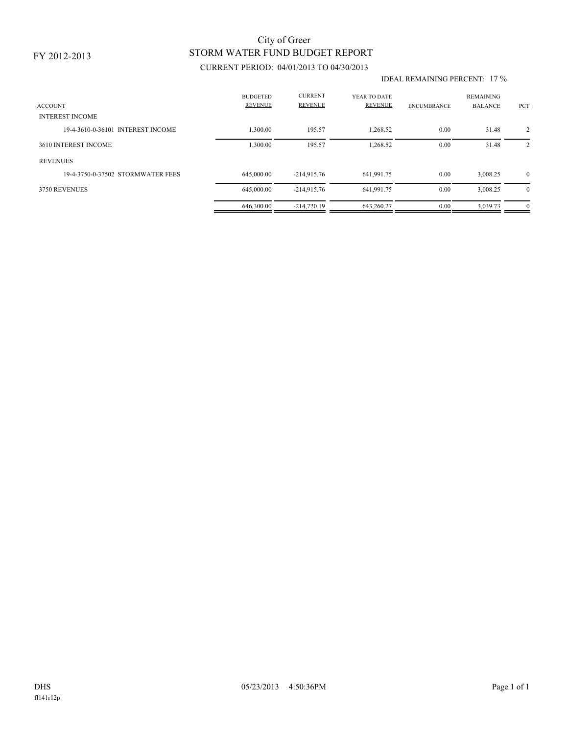FY 2012-2013

# City of Greer
## STORM WATER FUND BUDGET REPORT

CURRENT PERIOD: 04/01/2013 TO 04/30/2013

IDEAL REMAINING PERCENT: 17 %

| ACCOUNT | BUDGETED REVENUE | CURRENT REVENUE | YEAR TO DATE REVENUE | ENCUMBRANCE | REMAINING BALANCE | PCT |
|---|---|---|---|---|---|---|
| INTEREST INCOME | | | | | | |
| 19-4-3610-0-36101 INTEREST INCOME | 1,300.00 | 195.57 | 1,268.52 | 0.00 | 31.48 | 2 |
| 3610 INTEREST INCOME | 1,300.00 | 195.57 | 1,268.52 | 0.00 | 31.48 | 2 |
| REVENUES | | | | | | |
| 19-4-3750-0-37502 STORMWATER FEES | 645,000.00 | -214,915.76 | 641,991.75 | 0.00 | 3,008.25 | 0 |
| 3750 REVENUES | 645,000.00 | -214,915.76 | 641,991.75 | 0.00 | 3,008.25 | 0 |
| | 646,300.00 | -214,720.19 | 643,260.27 | 0.00 | 3,039.73 | 0 |

DHS 05/23/2013 4:50:36PM

fl141r12p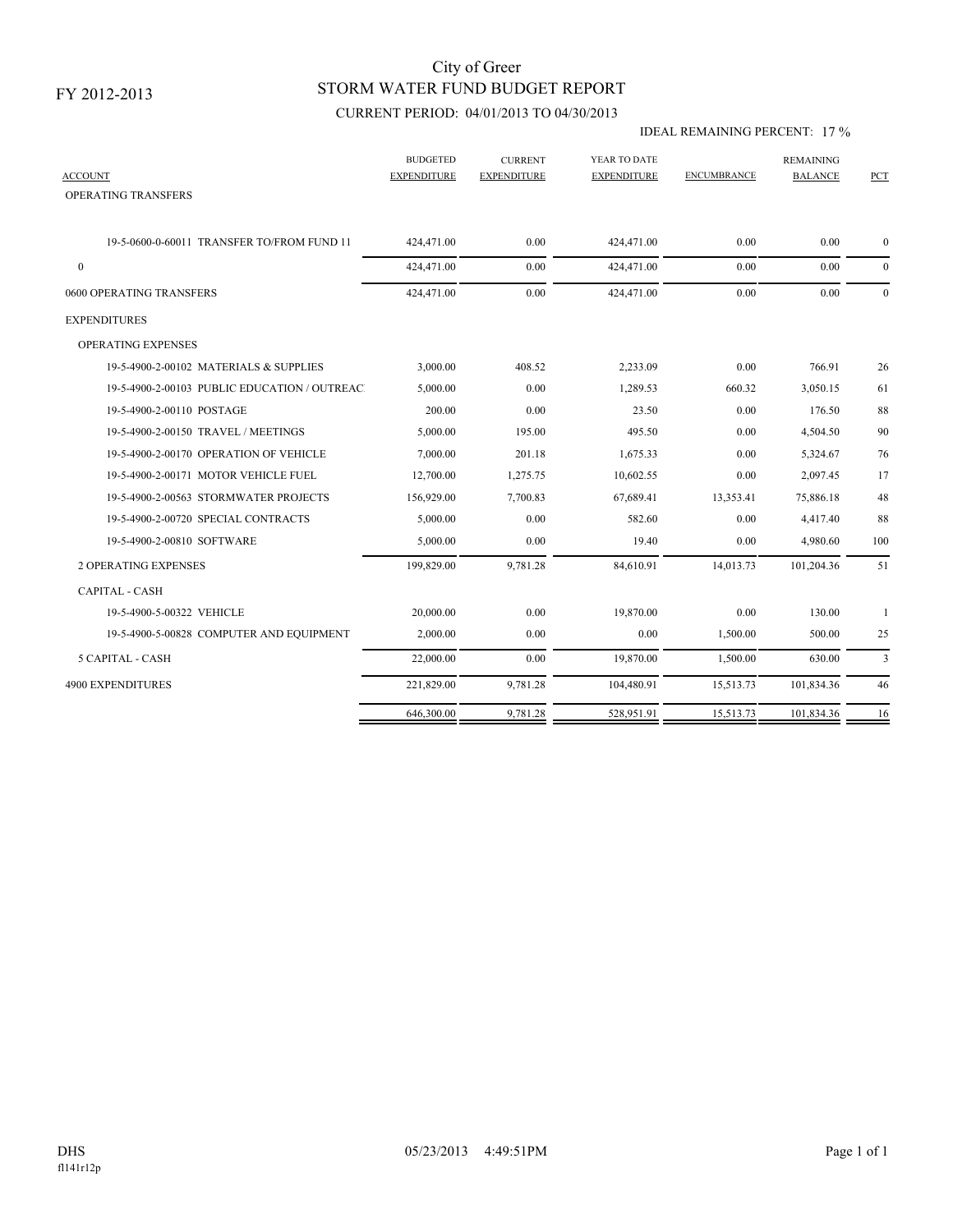FY 2012-2013

# City of Greer
## STORM WATER FUND BUDGET REPORT

CURRENT PERIOD: 04/01/2013 TO 04/30/2013

IDEAL REMAINING PERCENT: 17 %

| ACCOUNT | BUDGETED EXPENDITURE | CURRENT EXPENDITURE | YEAR TO DATE EXPENDITURE | ENCUMBRANCE | REMAINING BALANCE | PCT |
|---|---|---|---|---|---|---|
| OPERATING TRANSFERS | | | | | | |
| 19-5-0600-0-60011 TRANSFER TO/FROM FUND 11 | 424,471.00 | 0.00 | 424,471.00 | 0.00 | 0.00 | 0 |
| 0 | 424,471.00 | 0.00 | 424,471.00 | 0.00 | 0.00 | 0 |
| 0600 OPERATING TRANSFERS | 424,471.00 | 0.00 | 424,471.00 | 0.00 | 0.00 | 0 |
| EXPENDITURES | | | | | | |
| OPERATING EXPENSES | | | | | | |
| 19-5-4900-2-00102 MATERIALS & SUPPLIES | 3,000.00 | 408.52 | 2,233.09 | 0.00 | 766.91 | 26 |
| 19-5-4900-2-00103 PUBLIC EDUCATION / OUTREAC | 5,000.00 | 0.00 | 1,289.53 | 660.32 | 3,050.15 | 61 |
| 19-5-4900-2-00110 POSTAGE | 200.00 | 0.00 | 23.50 | 0.00 | 176.50 | 88 |
| 19-5-4900-2-00150 TRAVEL / MEETINGS | 5,000.00 | 195.00 | 495.50 | 0.00 | 4,504.50 | 90 |
| 19-5-4900-2-00170 OPERATION OF VEHICLE | 7,000.00 | 201.18 | 1,675.33 | 0.00 | 5,324.67 | 76 |
| 19-5-4900-2-00171 MOTOR VEHICLE FUEL | 12,700.00 | 1,275.75 | 10,602.55 | 0.00 | 2,097.45 | 17 |
| 19-5-4900-2-00563 STORMWATER PROJECTS | 156,929.00 | 7,700.83 | 67,689.41 | 13,353.41 | 75,886.18 | 48 |
| 19-5-4900-2-00720 SPECIAL CONTRACTS | 5,000.00 | 0.00 | 582.60 | 0.00 | 4,417.40 | 88 |
| 19-5-4900-2-00810 SOFTWARE | 5,000.00 | 0.00 | 19.40 | 0.00 | 4,980.60 | 100 |
| 2 OPERATING EXPENSES | 199,829.00 | 9,781.28 | 84,610.91 | 14,013.73 | 101,204.36 | 51 |
| CAPITAL - CASH | | | | | | |
| 19-5-4900-5-00322 VEHICLE | 20,000.00 | 0.00 | 19,870.00 | 0.00 | 130.00 | 1 |
| 19-5-4900-5-00828 COMPUTER AND EQUIPMENT | 2,000.00 | 0.00 | 0.00 | 1,500.00 | 500.00 | 25 |
| 5 CAPITAL - CASH | 22,000.00 | 0.00 | 19,870.00 | 1,500.00 | 630.00 | 3 |
| 4900 EXPENDITURES | 221,829.00 | 9,781.28 | 104,480.91 | 15,513.73 | 101,834.36 | 46 |
| | 646,300.00 | 9,781.28 | 528,951.91 | 15,513.73 | 101,834.36 | 16 |

DHS 05/23/2013 4:49:51PM

fl141r12p